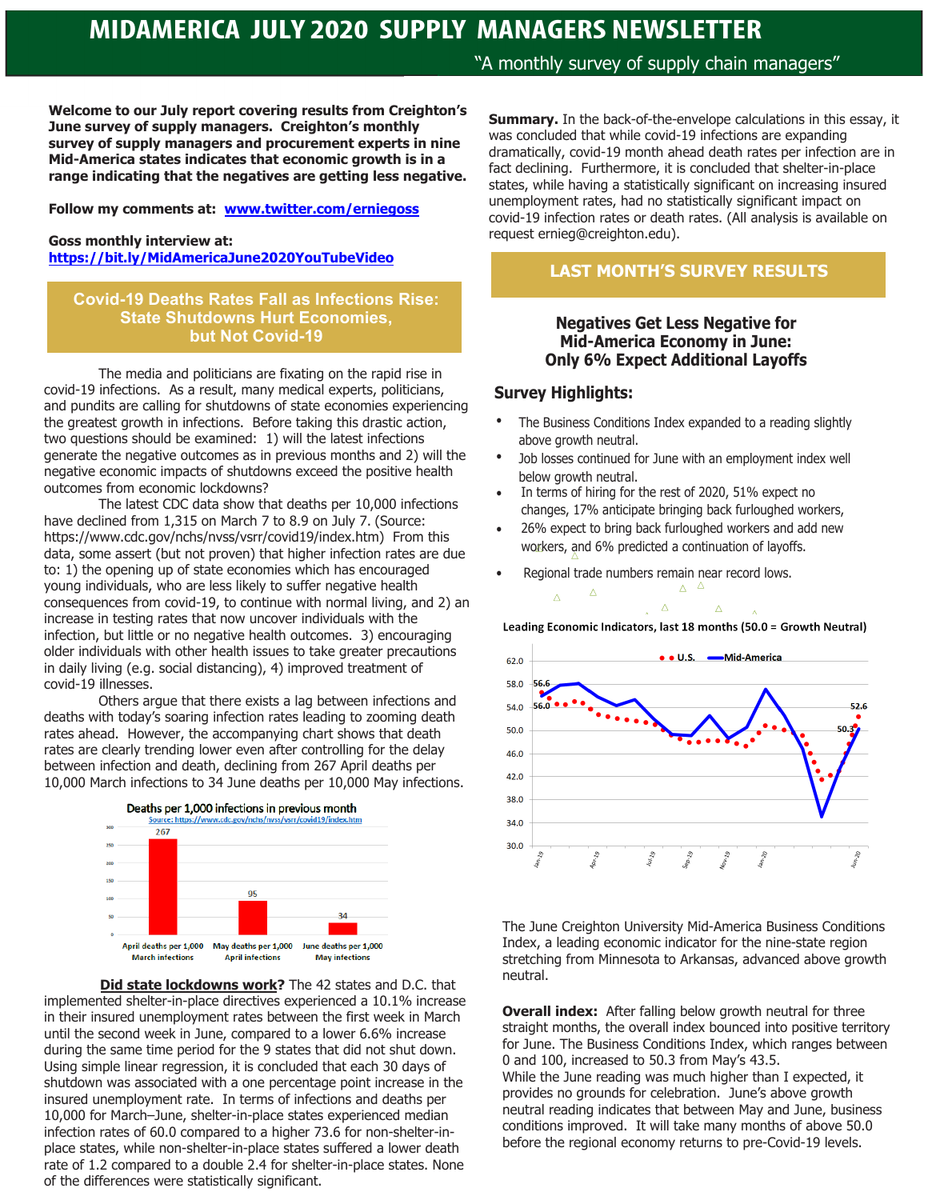# MIDAMERICA JULY 2020 SUPPLY MANAGERS NEWSLETTER

"A monthly survey of supply chain managers"

**Welcome to our July report covering results from Creighton's June survey of supply managers. Creighton's monthly survey of supply managers and procurement experts in nine Mid-America states indicates that economic growth is in a range indicating that the negatives are getting less negative.**

**Follow my comments at: [www.twitter.com/erniegoss](www.twitter.com/erniegoss)**

**Goss monthly interview at:**
**[https://bit.ly/MidAmericaJune2020YouTubeVideo](https://bit.ly/MidAmericaJune2020YouTubeVideo)**

## Covid-19 Deaths Rates Fall as Infections Rise: State Shutdowns Hurt Economies, but Not Covid-19

The media and politicians are fixating on the rapid rise in covid-19 infections. As a result, many medical experts, politicians, and pundits are calling for shutdowns of state economies experiencing the greatest growth in infections. Before taking this drastic action, two questions should be examined: 1) will the latest infections generate the negative outcomes as in previous months and 2) will the negative economic impacts of shutdowns exceed the positive health outcomes from economic lockdowns?

The latest CDC data show that deaths per 10,000 infections have declined from 1,315 on March 7 to 8.9 on July 7. (Source: https://www.cdc.gov/nchs/nvss/vsrr/covid19/index.htm) From this data, some assert (but not proven) that higher infection rates are due to: 1) the opening up of state economies which has encouraged young individuals, who are less likely to suffer negative health consequences from covid-19, to continue with normal living, and 2) an increase in testing rates that now uncover individuals with the infection, but little or no negative health outcomes. 3) encouraging older individuals with other health issues to take greater precautions in daily living (e.g. social distancing), 4) improved treatment of covid-19 illnesses.

Others argue that there exists a lag between infections and deaths with today's soaring infection rates leading to zooming death rates ahead. However, the accompanying chart shows that death rates are clearly trending lower even after controlling for the delay between infection and death, declining from 267 April deaths per 10,000 March infections to 34 June deaths per 10,000 May infections.

**Deaths per 1,000 infections in previous month**
Source: https://www.cdc.gov/nchs/nvss/vsrr/covid19/index.htm

| Period | Deaths |
|---|---|
| April deaths per 1,000 March infections | 267 |
| May deaths per 1,000 April infections | 95 |
| June deaths per 1,000 May infections | 34 |

**Did state lockdowns work?** The 42 states and D.C. that implemented shelter-in-place directives experienced a 10.1% increase in their insured unemployment rates between the first week in March until the second week in June, compared to a lower 6.6% increase during the same time period for the 9 states that did not shut down. Using simple linear regression, it is concluded that each 30 days of shutdown was associated with a one percentage point increase in the insured unemployment rate. In terms of infections and deaths per 10,000 for March–June, shelter-in-place states experienced median infection rates of 60.0 compared to a higher 73.6 for non-shelter-in-place states, while non-shelter-in-place states suffered a lower death rate of 1.2 compared to a double 2.4 for shelter-in-place states. None of the differences were statistically significant.

**Summary.** In the back-of-the-envelope calculations in this essay, it was concluded that while covid-19 infections are expanding dramatically, covid-19 month ahead death rates per infection are in fact declining. Furthermore, it is concluded that shelter-in-place states, while having a statistically significant on increasing insured unemployment rates, had no statistically significant impact on covid-19 infection rates or death rates. (All analysis is available on request ernieg@creighton.edu).

## LAST MONTH'S SURVEY RESULTS

### Negatives Get Less Negative for Mid-America Economy in June: Only 6% Expect Additional Layoffs

### Survey Highlights:

- The Business Conditions Index expanded to a reading slightly above growth neutral.
- Job losses continued for June with an employment index well below growth neutral.
- In terms of hiring for the rest of 2020, 51% expect no changes, 17% anticipate bringing back furloughed workers,
- 26% expect to bring back furloughed workers and add new workers, and 6% predicted a continuation of layoffs.
- Regional trade numbers remain near record lows.

**Leading Economic Indicators, last 18 months (50.0 = Growth Neutral)**

Legend: U.S. (dotted), Mid-America (solid). Labeled values: 56.6, 56.0 (Jan-19); 52.6, 50.3 (Jun-20).

The June Creighton University Mid-America Business Conditions Index, a leading economic indicator for the nine-state region stretching from Minnesota to Arkansas, advanced above growth neutral.

**Overall index:** After falling below growth neutral for three straight months, the overall index bounced into positive territory for June. The Business Conditions Index, which ranges between 0 and 100, increased to 50.3 from May's 43.5.
While the June reading was much higher than I expected, it provides no grounds for celebration. June's above growth neutral reading indicates that between May and June, business conditions improved. It will take many months of above 50.0 before the regional economy returns to pre-Covid-19 levels.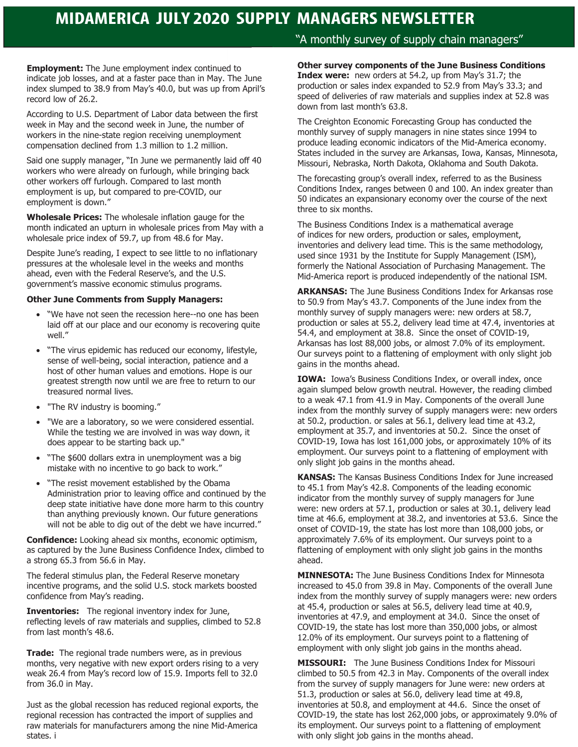# MIDAMERICA JULY 2020 SUPPLY MANAGERS NEWSLETTER

"A monthly survey of supply chain managers"

**Employment:** The June employment index continued to indicate job losses, and at a faster pace than in May. The June index slumped to 38.9 from May's 40.0, but was up from April's record low of 26.2.

According to U.S. Department of Labor data between the first week in May and the second week in June, the number of workers in the nine-state region receiving unemployment compensation declined from 1.3 million to 1.2 million.

Said one supply manager, "In June we permanently laid off 40 workers who were already on furlough, while bringing back other workers off furlough. Compared to last month employment is up, but compared to pre-COVID, our employment is down."

**Wholesale Prices:** The wholesale inflation gauge for the month indicated an upturn in wholesale prices from May with a wholesale price index of 59.7, up from 48.6 for May.

Despite June's reading, I expect to see little to no inflationary pressures at the wholesale level in the weeks and months ahead, even with the Federal Reserve's, and the U.S. government's massive economic stimulus programs.

**Other June Comments from Supply Managers:**

- "We have not seen the recession here--no one has been laid off at our place and our economy is recovering quite well."
- "The virus epidemic has reduced our economy, lifestyle, sense of well-being, social interaction, patience and a host of other human values and emotions. Hope is our greatest strength now until we are free to return to our treasured normal lives.
- "The RV industry is booming."
- "We are a laboratory, so we were considered essential. While the testing we are involved in was way down, it does appear to be starting back up."
- "The $600 dollars extra in unemployment was a big mistake with no incentive to go back to work."
- "The resist movement established by the Obama Administration prior to leaving office and continued by the deep state initiative have done more harm to this country than anything previously known. Our future generations will not be able to dig out of the debt we have incurred."

**Confidence:** Looking ahead six months, economic optimism, as captured by the June Business Confidence Index, climbed to a strong 65.3 from 56.6 in May.

The federal stimulus plan, the Federal Reserve monetary incentive programs, and the solid U.S. stock markets boosted confidence from May's reading.

**Inventories:** The regional inventory index for June, reflecting levels of raw materials and supplies, climbed to 52.8 from last month's 48.6.

**Trade:** The regional trade numbers were, as in previous months, very negative with new export orders rising to a very weak 26.4 from May's record low of 15.9. Imports fell to 32.0 from 36.0 in May.

Just as the global recession has reduced regional exports, the regional recession has contracted the import of supplies and raw materials for manufacturers among the nine Mid-America states. i

**Other survey components of the June Business Conditions Index were:** new orders at 54.2, up from May's 31.7; the production or sales index expanded to 52.9 from May's 33.3; and speed of deliveries of raw materials and supplies index at 52.8 was down from last month's 63.8.

The Creighton Economic Forecasting Group has conducted the monthly survey of supply managers in nine states since 1994 to produce leading economic indicators of the Mid-America economy. States included in the survey are Arkansas, Iowa, Kansas, Minnesota, Missouri, Nebraska, North Dakota, Oklahoma and South Dakota.

The forecasting group's overall index, referred to as the Business Conditions Index, ranges between 0 and 100. An index greater than 50 indicates an expansionary economy over the course of the next three to six months.

The Business Conditions Index is a mathematical average of indices for new orders, production or sales, employment, inventories and delivery lead time. This is the same methodology, used since 1931 by the Institute for Supply Management (ISM), formerly the National Association of Purchasing Management. The Mid-America report is produced independently of the national ISM.

**ARKANSAS:** The June Business Conditions Index for Arkansas rose to 50.9 from May's 43.7. Components of the June index from the monthly survey of supply managers were: new orders at 58.7, production or sales at 55.2, delivery lead time at 47.4, inventories at 54.4, and employment at 38.8. Since the onset of COVID-19, Arkansas has lost 88,000 jobs, or almost 7.0% of its employment. Our surveys point to a flattening of employment with only slight job gains in the months ahead.

**IOWA:** Iowa's Business Conditions Index, or overall index, once again slumped below growth neutral. However, the reading climbed to a weak 47.1 from 41.9 in May. Components of the overall June index from the monthly survey of supply managers were: new orders at 50.2, production. or sales at 56.1, delivery lead time at 43.2, employment at 35.7, and inventories at 50.2. Since the onset of COVID-19, Iowa has lost 161,000 jobs, or approximately 10% of its employment. Our surveys point to a flattening of employment with only slight job gains in the months ahead.

**KANSAS:** The Kansas Business Conditions Index for June increased to 45.1 from May's 42.8. Components of the leading economic indicator from the monthly survey of supply managers for June were: new orders at 57.1, production or sales at 30.1, delivery lead time at 46.6, employment at 38.2, and inventories at 53.6. Since the onset of COVID-19, the state has lost more than 108,000 jobs, or approximately 7.6% of its employment. Our surveys point to a flattening of employment with only slight job gains in the months ahead.

**MINNESOTA:** The June Business Conditions Index for Minnesota increased to 45.0 from 39.8 in May. Components of the overall June index from the monthly survey of supply managers were: new orders at 45.4, production or sales at 56.5, delivery lead time at 40.9, inventories at 47.9, and employment at 34.0. Since the onset of COVID-19, the state has lost more than 350,000 jobs, or almost 12.0% of its employment. Our surveys point to a flattening of employment with only slight job gains in the months ahead.

**MISSOURI:** The June Business Conditions Index for Missouri climbed to 50.5 from 42.3 in May. Components of the overall index from the survey of supply managers for June were: new orders at 51.3, production or sales at 56.0, delivery lead time at 49.8, inventories at 50.8, and employment at 44.6. Since the onset of COVID-19, the state has lost 262,000 jobs, or approximately 9.0% of its employment. Our surveys point to a flattening of employment with only slight job gains in the months ahead.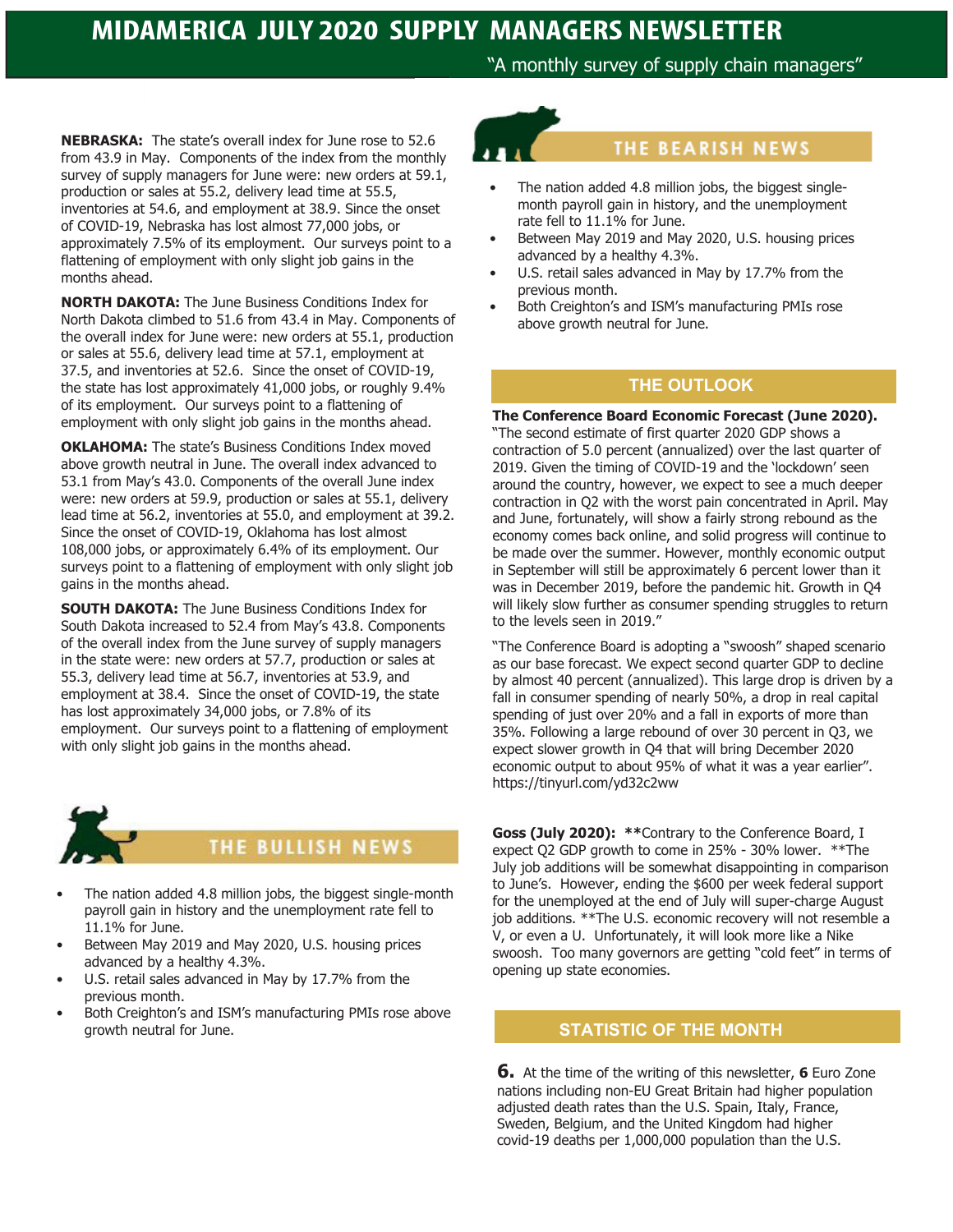# MIDAMERICA JULY 2020 SUPPLY MANAGERS NEWSLETTER

"A monthly survey of supply chain managers"

**NEBRASKA:** The state's overall index for June rose to 52.6 from 43.9 in May. Components of the index from the monthly survey of supply managers for June were: new orders at 59.1, production or sales at 55.2, delivery lead time at 55.5, inventories at 54.6, and employment at 38.9. Since the onset of COVID-19, Nebraska has lost almost 77,000 jobs, or approximately 7.5% of its employment. Our surveys point to a flattening of employment with only slight job gains in the months ahead.

**NORTH DAKOTA:** The June Business Conditions Index for North Dakota climbed to 51.6 from 43.4 in May. Components of the overall index for June were: new orders at 55.1, production or sales at 55.6, delivery lead time at 57.1, employment at 37.5, and inventories at 52.6. Since the onset of COVID-19, the state has lost approximately 41,000 jobs, or roughly 9.4% of its employment. Our surveys point to a flattening of employment with only slight job gains in the months ahead.

**OKLAHOMA:** The state's Business Conditions Index moved above growth neutral in June. The overall index advanced to 53.1 from May's 43.0. Components of the overall June index were: new orders at 59.9, production or sales at 55.1, delivery lead time at 56.2, inventories at 55.0, and employment at 39.2. Since the onset of COVID-19, Oklahoma has lost almost 108,000 jobs, or approximately 6.4% of its employment. Our surveys point to a flattening of employment with only slight job gains in the months ahead.

**SOUTH DAKOTA:** The June Business Conditions Index for South Dakota increased to 52.4 from May's 43.8. Components of the overall index from the June survey of supply managers in the state were: new orders at 57.7, production or sales at 55.3, delivery lead time at 56.7, inventories at 53.9, and employment at 38.4. Since the onset of COVID-19, the state has lost approximately 34,000 jobs, or 7.8% of its employment. Our surveys point to a flattening of employment with only slight job gains in the months ahead.

## THE BULLISH NEWS

- The nation added 4.8 million jobs, the biggest single-month payroll gain in history and the unemployment rate fell to 11.1% for June.
- Between May 2019 and May 2020, U.S. housing prices advanced by a healthy 4.3%.
- U.S. retail sales advanced in May by 17.7% from the previous month.
- Both Creighton's and ISM's manufacturing PMIs rose above growth neutral for June.

## THE BEARISH NEWS

- The nation added 4.8 million jobs, the biggest single-month payroll gain in history, and the unemployment rate fell to 11.1% for June.
- Between May 2019 and May 2020, U.S. housing prices advanced by a healthy 4.3%.
- U.S. retail sales advanced in May by 17.7% from the previous month.
- Both Creighton's and ISM's manufacturing PMIs rose above growth neutral for June.

## THE OUTLOOK

**The Conference Board Economic Forecast (June 2020).** "The second estimate of first quarter 2020 GDP shows a contraction of 5.0 percent (annualized) over the last quarter of 2019. Given the timing of COVID-19 and the 'lockdown' seen around the country, however, we expect to see a much deeper contraction in Q2 with the worst pain concentrated in April. May and June, fortunately, will show a fairly strong rebound as the economy comes back online, and solid progress will continue to be made over the summer. However, monthly economic output in September will still be approximately 6 percent lower than it was in December 2019, before the pandemic hit. Growth in Q4 will likely slow further as consumer spending struggles to return to the levels seen in 2019."

"The Conference Board is adopting a "swoosh" shaped scenario as our base forecast. We expect second quarter GDP to decline by almost 40 percent (annualized). This large drop is driven by a fall in consumer spending of nearly 50%, a drop in real capital spending of just over 20% and a fall in exports of more than 35%. Following a large rebound of over 30 percent in Q3, we expect slower growth in Q4 that will bring December 2020 economic output to about 95% of what it was a year earlier". https://tinyurl.com/yd32c2ww

**Goss (July 2020):** **Contrary to the Conference Board, I expect Q2 GDP growth to come in 25% - 30% lower. **The July job additions will be somewhat disappointing in comparison to June's. However, ending the $600 per week federal support for the unemployed at the end of July will super-charge August job additions. **The U.S. economic recovery will not resemble a V, or even a U. Unfortunately, it will look more like a Nike swoosh. Too many governors are getting "cold feet" in terms of opening up state economies.

## STATISTIC OF THE MONTH

**6.** At the time of the writing of this newsletter, **6** Euro Zone nations including non-EU Great Britain had higher population adjusted death rates than the U.S. Spain, Italy, France, Sweden, Belgium, and the United Kingdom had higher covid-19 deaths per 1,000,000 population than the U.S.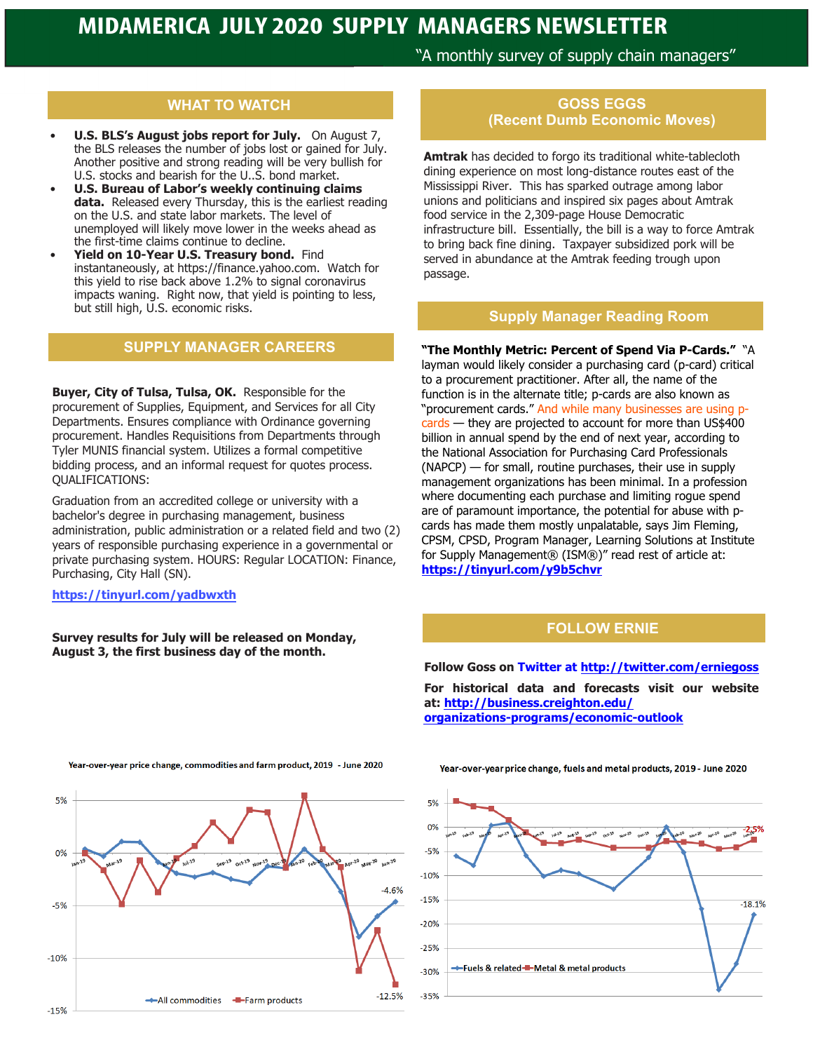# MIDAMERICA JULY 2020 SUPPLY MANAGERS NEWSLETTER

"A monthly survey of supply chain managers"

## WHAT TO WATCH

- **U.S. BLS's August jobs report for July.** On August 7, the BLS releases the number of jobs lost or gained for July. Another positive and strong reading will be very bullish for U.S. stocks and bearish for the U..S. bond market.
- **U.S. Bureau of Labor's weekly continuing claims data.** Released every Thursday, this is the earliest reading on the U.S. and state labor markets. The level of unemployed will likely move lower in the weeks ahead as the first-time claims continue to decline.
- **Yield on 10-Year U.S. Treasury bond.** Find instantaneously, at https://finance.yahoo.com. Watch for this yield to rise back above 1.2% to signal coronavirus impacts waning. Right now, that yield is pointing to less, but still high, U.S. economic risks.

## SUPPLY MANAGER CAREERS

**Buyer, City of Tulsa, Tulsa, OK.** Responsible for the procurement of Supplies, Equipment, and Services for all City Departments. Ensures compliance with Ordinance governing procurement. Handles Requisitions from Departments through Tyler MUNIS financial system. Utilizes a formal competitive bidding process, and an informal request for quotes process. QUALIFICATIONS:

Graduation from an accredited college or university with a bachelor's degree in purchasing management, business administration, public administration or a related field and two (2) years of responsible purchasing experience in a governmental or private purchasing system. HOURS: Regular LOCATION: Finance, Purchasing, City Hall (SN).

**https://tinyurl.com/yadbwxth**

**Survey results for July will be released on Monday, August 3, the first business day of the month.**

## GOSS EGGS (Recent Dumb Economic Moves)

**Amtrak** has decided to forgo its traditional white-tablecloth dining experience on most long-distance routes east of the Mississippi River. This has sparked outrage among labor unions and politicians and inspired six pages about Amtrak food service in the 2,309-page House Democratic infrastructure bill. Essentially, the bill is a way to force Amtrak to bring back fine dining. Taxpayer subsidized pork will be served in abundance at the Amtrak feeding trough upon passage.

## Supply Manager Reading Room

**"The Monthly Metric: Percent of Spend Via P-Cards."** "A layman would likely consider a purchasing card (p-card) critical to a procurement practitioner. After all, the name of the function is in the alternate title; p-cards are also known as "procurement cards." And while many businesses are using p-cards — they are projected to account for more than US$400 billion in annual spend by the end of next year, according to the National Association for Purchasing Card Professionals (NAPCP) — for small, routine purchases, their use in supply management organizations has been minimal. In a profession where documenting each purchase and limiting rogue spend are of paramount importance, the potential for abuse with p-cards has made them mostly unpalatable, says Jim Fleming, CPSM, CPSD, Program Manager, Learning Solutions at Institute for Supply Management® (ISM®)" read rest of article at: **https://tinyurl.com/y9b5chvr**

## FOLLOW ERNIE

**Follow Goss on Twitter at http://twitter.com/erniegoss**

**For historical data and forecasts visit our website at: http://business.creighton.edu/organizations-programs/economic-outlook**

Year-over-year price change, commodities and farm product, 2019 - June 2020

5%
0%
-5%
-10%
-15%
Jan-19, Mar-19, Jun-19, Jul-19, Sep-19, Oct-19, Nov-19, Dec-19, Jan-20, Feb-20, Mar-20, Apr-20, May-20, Jun-20
-4.6%
-12.5%
All commodities
Farm products

Year-over-year price change, fuels and metal products, 2019 - June 2020

5%
0%
-5%
-10%
-15%
-20%
-25%
-30%
-35%
Jan-19, Feb-19, Mar-19, Apr-19, May-19, Jun-19, Jul-19, Aug-19, Sep-19, Oct-19, Nov-19, Dec-19, Jan-20, Feb-20, Mar-20, Apr-20, May-20, Jun-20
-2.5%
-18.1%
Fuels & related
Metal & metal products